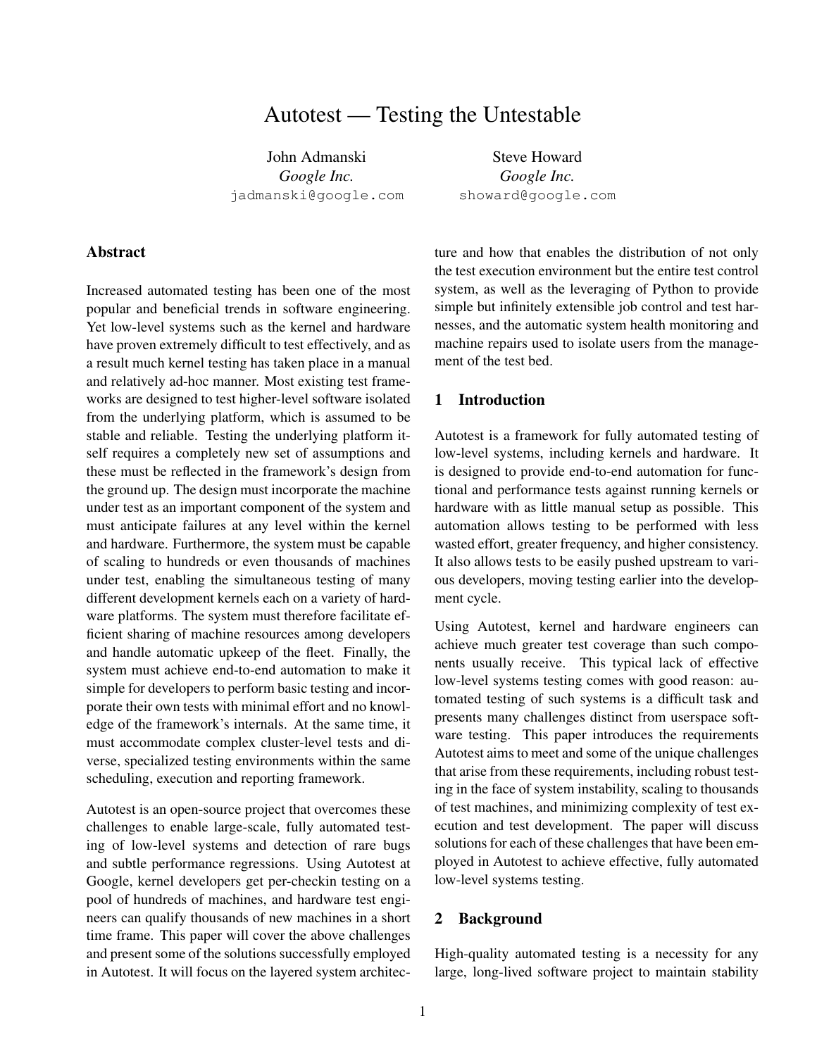# Autotest — Testing the Untestable

John Admanski
*Google Inc.*
jadmanski@google.com

Steve Howard
*Google Inc.*
showard@google.com

## Abstract

Increased automated testing has been one of the most popular and beneficial trends in software engineering. Yet low-level systems such as the kernel and hardware have proven extremely difficult to test effectively, and as a result much kernel testing has taken place in a manual and relatively ad-hoc manner. Most existing test frameworks are designed to test higher-level software isolated from the underlying platform, which is assumed to be stable and reliable. Testing the underlying platform itself requires a completely new set of assumptions and these must be reflected in the framework's design from the ground up. The design must incorporate the machine under test as an important component of the system and must anticipate failures at any level within the kernel and hardware. Furthermore, the system must be capable of scaling to hundreds or even thousands of machines under test, enabling the simultaneous testing of many different development kernels each on a variety of hardware platforms. The system must therefore facilitate efficient sharing of machine resources among developers and handle automatic upkeep of the fleet. Finally, the system must achieve end-to-end automation to make it simple for developers to perform basic testing and incorporate their own tests with minimal effort and no knowledge of the framework's internals. At the same time, it must accommodate complex cluster-level tests and diverse, specialized testing environments within the same scheduling, execution and reporting framework.

Autotest is an open-source project that overcomes these challenges to enable large-scale, fully automated testing of low-level systems and detection of rare bugs and subtle performance regressions. Using Autotest at Google, kernel developers get per-checkin testing on a pool of hundreds of machines, and hardware test engineers can qualify thousands of new machines in a short time frame. This paper will cover the above challenges and present some of the solutions successfully employed in Autotest. It will focus on the layered system architecture and how that enables the distribution of not only the test execution environment but the entire test control system, as well as the leveraging of Python to provide simple but infinitely extensible job control and test harnesses, and the automatic system health monitoring and machine repairs used to isolate users from the management of the test bed.

## 1 Introduction

Autotest is a framework for fully automated testing of low-level systems, including kernels and hardware. It is designed to provide end-to-end automation for functional and performance tests against running kernels or hardware with as little manual setup as possible. This automation allows testing to be performed with less wasted effort, greater frequency, and higher consistency. It also allows tests to be easily pushed upstream to various developers, moving testing earlier into the development cycle.

Using Autotest, kernel and hardware engineers can achieve much greater test coverage than such components usually receive. This typical lack of effective low-level systems testing comes with good reason: automated testing of such systems is a difficult task and presents many challenges distinct from userspace software testing. This paper introduces the requirements Autotest aims to meet and some of the unique challenges that arise from these requirements, including robust testing in the face of system instability, scaling to thousands of test machines, and minimizing complexity of test execution and test development. The paper will discuss solutions for each of these challenges that have been employed in Autotest to achieve effective, fully automated low-level systems testing.

## 2 Background

High-quality automated testing is a necessity for any large, long-lived software project to maintain stability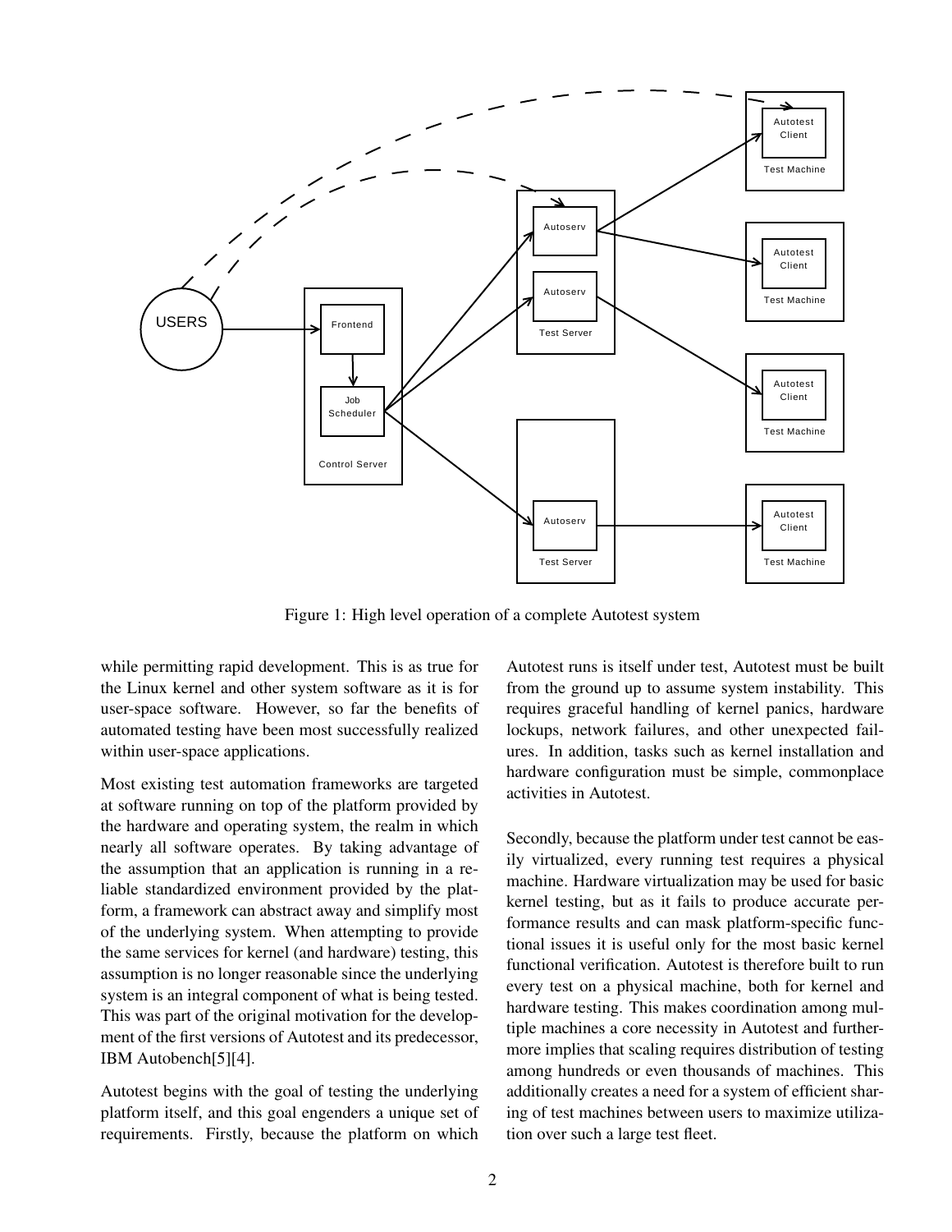Figure 1: High level operation of a complete Autotest system

while permitting rapid development. This is as true for the Linux kernel and other system software as it is for user-space software. However, so far the benefits of automated testing have been most successfully realized within user-space applications.

Most existing test automation frameworks are targeted at software running on top of the platform provided by the hardware and operating system, the realm in which nearly all software operates. By taking advantage of the assumption that an application is running in a reliable standardized environment provided by the platform, a framework can abstract away and simplify most of the underlying system. When attempting to provide the same services for kernel (and hardware) testing, this assumption is no longer reasonable since the underlying system is an integral component of what is being tested. This was part of the original motivation for the development of the first versions of Autotest and its predecessor, IBM Autobench[5][4].

Autotest begins with the goal of testing the underlying platform itself, and this goal engenders a unique set of requirements. Firstly, because the platform on which Autotest runs is itself under test, Autotest must be built from the ground up to assume system instability. This requires graceful handling of kernel panics, hardware lockups, network failures, and other unexpected failures. In addition, tasks such as kernel installation and hardware configuration must be simple, commonplace activities in Autotest.

Secondly, because the platform under test cannot be easily virtualized, every running test requires a physical machine. Hardware virtualization may be used for basic kernel testing, but as it fails to produce accurate performance results and can mask platform-specific functional issues it is useful only for the most basic kernel functional verification. Autotest is therefore built to run every test on a physical machine, both for kernel and hardware testing. This makes coordination among multiple machines a core necessity in Autotest and furthermore implies that scaling requires distribution of testing among hundreds or even thousands of machines. This additionally creates a need for a system of efficient sharing of test machines between users to maximize utilization over such a large test fleet.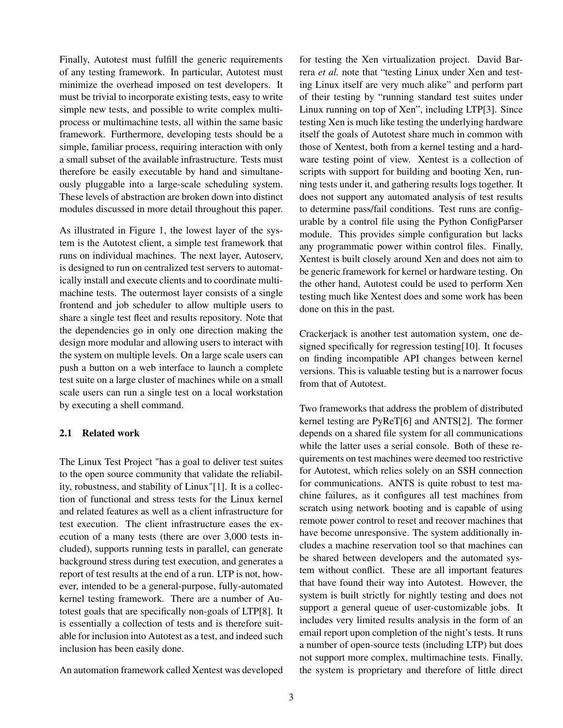Finally, Autotest must fulfill the generic requirements of any testing framework. In particular, Autotest must minimize the overhead imposed on test developers. It must be trivial to incorporate existing tests, easy to write simple new tests, and possible to write complex multiprocess or multimachine tests, all within the same basic framework. Furthermore, developing tests should be a simple, familiar process, requiring interaction with only a small subset of the available infrastructure. Tests must therefore be easily executable by hand and simultaneously pluggable into a large-scale scheduling system. These levels of abstraction are broken down into distinct modules discussed in more detail throughout this paper.

As illustrated in Figure 1, the lowest layer of the system is the Autotest client, a simple test framework that runs on individual machines. The next layer, Autoserv, is designed to run on centralized test servers to automatically install and execute clients and to coordinate multimachine tests. The outermost layer consists of a single frontend and job scheduler to allow multiple users to share a single test fleet and results repository. Note that the dependencies go in only one direction making the design more modular and allowing users to interact with the system on multiple levels. On a large scale users can push a button on a web interface to launch a complete test suite on a large cluster of machines while on a small scale users can run a single test on a local workstation by executing a shell command.

### 2.1 Related work

The Linux Test Project "has a goal to deliver test suites to the open source community that validate the reliability, robustness, and stability of Linux"[1]. It is a collection of functional and stress tests for the Linux kernel and related features as well as a client infrastructure for test execution. The client infrastructure eases the execution of a many tests (there are over 3,000 tests included), supports running tests in parallel, can generate background stress during test execution, and generates a report of test results at the end of a run. LTP is not, however, intended to be a general-purpose, fully-automated kernel testing framework. There are a number of Autotest goals that are specifically non-goals of LTP[8]. It is essentially a collection of tests and is therefore suitable for inclusion into Autotest as a test, and indeed such inclusion has been easily done.

An automation framework called Xentest was developed for testing the Xen virtualization project. David Barrera *et al.* note that "testing Linux under Xen and testing Linux itself are very much alike" and perform part of their testing by "running standard test suites under Linux running on top of Xen", including LTP[3]. Since testing Xen is much like testing the underlying hardware itself the goals of Autotest share much in common with those of Xentest, both from a kernel testing and a hardware testing point of view. Xentest is a collection of scripts with support for building and booting Xen, running tests under it, and gathering results logs together. It does not support any automated analysis of test results to determine pass/fail conditions. Test runs are configurable by a control file using the Python ConfigParser module. This provides simple configuration but lacks any programmatic power within control files. Finally, Xentest is built closely around Xen and does not aim to be generic framework for kernel or hardware testing. On the other hand, Autotest could be used to perform Xen testing much like Xentest does and some work has been done on this in the past.

Crackerjack is another test automation system, one designed specifically for regression testing[10]. It focuses on finding incompatible API changes between kernel versions. This is valuable testing but is a narrower focus from that of Autotest.

Two frameworks that address the problem of distributed kernel testing are PyReT[6] and ANTS[2]. The former depends on a shared file system for all communications while the latter uses a serial console. Both of these requirements on test machines were deemed too restrictive for Autotest, which relies solely on an SSH connection for communications. ANTS is quite robust to test machine failures, as it configures all test machines from scratch using network booting and is capable of using remote power control to reset and recover machines that have become unresponsive. The system additionally includes a machine reservation tool so that machines can be shared between developers and the automated system without conflict. These are all important features that have found their way into Autotest. However, the system is built strictly for nightly testing and does not support a general queue of user-customizable jobs. It includes very limited results analysis in the form of an email report upon completion of the night's tests. It runs a number of open-source tests (including LTP) but does not support more complex, multimachine tests. Finally, the system is proprietary and therefore of little direct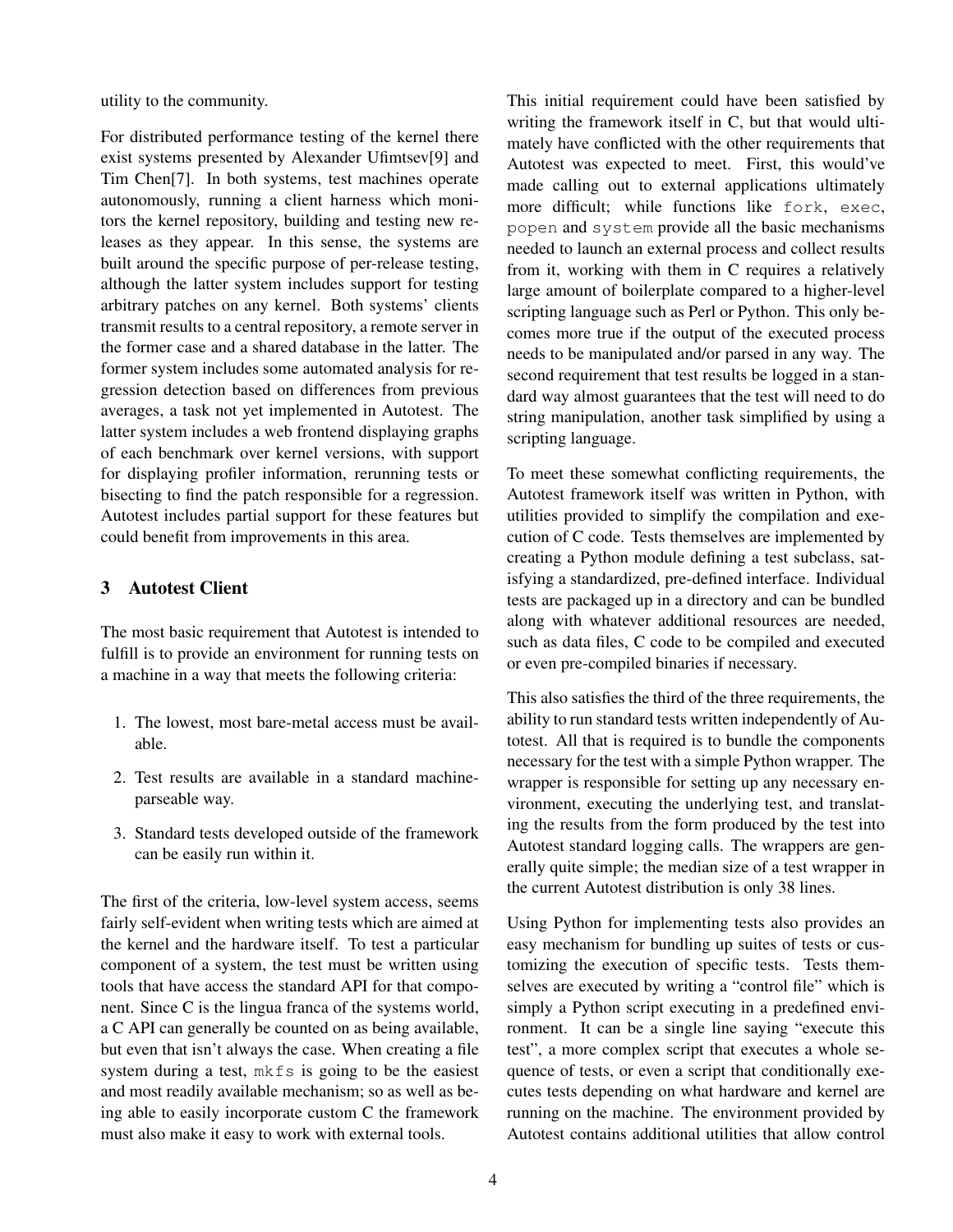utility to the community.

For distributed performance testing of the kernel there exist systems presented by Alexander Ufimtsev[9] and Tim Chen[7]. In both systems, test machines operate autonomously, running a client harness which monitors the kernel repository, building and testing new releases as they appear. In this sense, the systems are built around the specific purpose of per-release testing, although the latter system includes support for testing arbitrary patches on any kernel. Both systems' clients transmit results to a central repository, a remote server in the former case and a shared database in the latter. The former system includes some automated analysis for regression detection based on differences from previous averages, a task not yet implemented in Autotest. The latter system includes a web frontend displaying graphs of each benchmark over kernel versions, with support for displaying profiler information, rerunning tests or bisecting to find the patch responsible for a regression. Autotest includes partial support for these features but could benefit from improvements in this area.

## 3 Autotest Client

The most basic requirement that Autotest is intended to fulfill is to provide an environment for running tests on a machine in a way that meets the following criteria:

1. The lowest, most bare-metal access must be available.
2. Test results are available in a standard machine-parseable way.
3. Standard tests developed outside of the framework can be easily run within it.

The first of the criteria, low-level system access, seems fairly self-evident when writing tests which are aimed at the kernel and the hardware itself. To test a particular component of a system, the test must be written using tools that have access the standard API for that component. Since C is the lingua franca of the systems world, a C API can generally be counted on as being available, but even that isn't always the case. When creating a file system during a test, `mkfs` is going to be the easiest and most readily available mechanism; so as well as being able to easily incorporate custom C the framework must also make it easy to work with external tools.

This initial requirement could have been satisfied by writing the framework itself in C, but that would ultimately have conflicted with the other requirements that Autotest was expected to meet. First, this would've made calling out to external applications ultimately more difficult; while functions like `fork`, `exec`, `popen` and `system` provide all the basic mechanisms needed to launch an external process and collect results from it, working with them in C requires a relatively large amount of boilerplate compared to a higher-level scripting language such as Perl or Python. This only becomes more true if the output of the executed process needs to be manipulated and/or parsed in any way. The second requirement that test results be logged in a standard way almost guarantees that the test will need to do string manipulation, another task simplified by using a scripting language.

To meet these somewhat conflicting requirements, the Autotest framework itself was written in Python, with utilities provided to simplify the compilation and execution of C code. Tests themselves are implemented by creating a Python module defining a test subclass, satisfying a standardized, pre-defined interface. Individual tests are packaged up in a directory and can be bundled along with whatever additional resources are needed, such as data files, C code to be compiled and executed or even pre-compiled binaries if necessary.

This also satisfies the third of the three requirements, the ability to run standard tests written independently of Autotest. All that is required is to bundle the components necessary for the test with a simple Python wrapper. The wrapper is responsible for setting up any necessary environment, executing the underlying test, and translating the results from the form produced by the test into Autotest standard logging calls. The wrappers are generally quite simple; the median size of a test wrapper in the current Autotest distribution is only 38 lines.

Using Python for implementing tests also provides an easy mechanism for bundling up suites of tests or customizing the execution of specific tests. Tests themselves are executed by writing a "control file" which is simply a Python script executing in a predefined environment. It can be a single line saying "execute this test", a more complex script that executes a whole sequence of tests, or even a script that conditionally executes tests depending on what hardware and kernel are running on the machine. The environment provided by Autotest contains additional utilities that allow control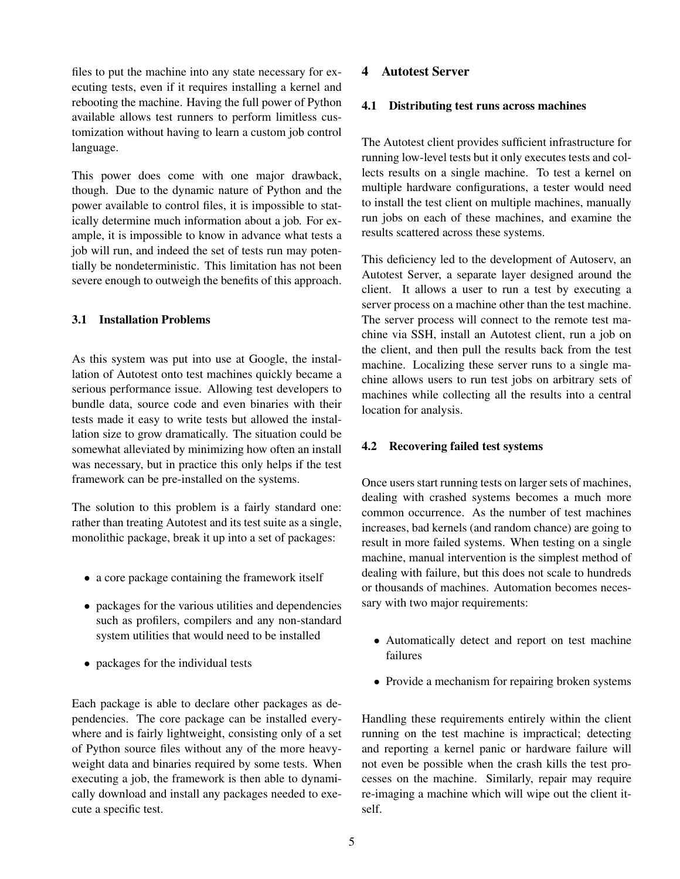files to put the machine into any state necessary for executing tests, even if it requires installing a kernel and rebooting the machine. Having the full power of Python available allows test runners to perform limitless customization without having to learn a custom job control language.

This power does come with one major drawback, though. Due to the dynamic nature of Python and the power available to control files, it is impossible to statically determine much information about a job. For example, it is impossible to know in advance what tests a job will run, and indeed the set of tests run may potentially be nondeterministic. This limitation has not been severe enough to outweigh the benefits of this approach.

### 3.1 Installation Problems

As this system was put into use at Google, the installation of Autotest onto test machines quickly became a serious performance issue. Allowing test developers to bundle data, source code and even binaries with their tests made it easy to write tests but allowed the installation size to grow dramatically. The situation could be somewhat alleviated by minimizing how often an install was necessary, but in practice this only helps if the test framework can be pre-installed on the systems.

The solution to this problem is a fairly standard one: rather than treating Autotest and its test suite as a single, monolithic package, break it up into a set of packages:

- a core package containing the framework itself
- packages for the various utilities and dependencies such as profilers, compilers and any non-standard system utilities that would need to be installed
- packages for the individual tests

Each package is able to declare other packages as dependencies. The core package can be installed everywhere and is fairly lightweight, consisting only of a set of Python source files without any of the more heavyweight data and binaries required by some tests. When executing a job, the framework is then able to dynamically download and install any packages needed to execute a specific test.

## 4 Autotest Server

### 4.1 Distributing test runs across machines

The Autotest client provides sufficient infrastructure for running low-level tests but it only executes tests and collects results on a single machine. To test a kernel on multiple hardware configurations, a tester would need to install the test client on multiple machines, manually run jobs on each of these machines, and examine the results scattered across these systems.

This deficiency led to the development of Autoserv, an Autotest Server, a separate layer designed around the client. It allows a user to run a test by executing a server process on a machine other than the test machine. The server process will connect to the remote test machine via SSH, install an Autotest client, run a job on the client, and then pull the results back from the test machine. Localizing these server runs to a single machine allows users to run test jobs on arbitrary sets of machines while collecting all the results into a central location for analysis.

### 4.2 Recovering failed test systems

Once users start running tests on larger sets of machines, dealing with crashed systems becomes a much more common occurrence. As the number of test machines increases, bad kernels (and random chance) are going to result in more failed systems. When testing on a single machine, manual intervention is the simplest method of dealing with failure, but this does not scale to hundreds or thousands of machines. Automation becomes necessary with two major requirements:

- Automatically detect and report on test machine failures
- Provide a mechanism for repairing broken systems

Handling these requirements entirely within the client running on the test machine is impractical; detecting and reporting a kernel panic or hardware failure will not even be possible when the crash kills the test processes on the machine. Similarly, repair may require re-imaging a machine which will wipe out the client itself.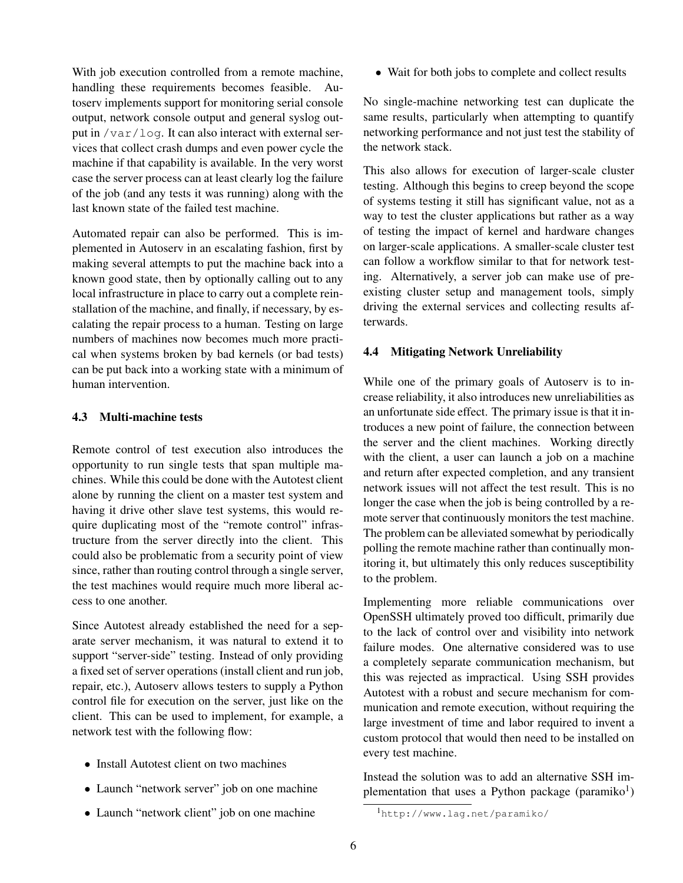With job execution controlled from a remote machine, handling these requirements becomes feasible. Autoserv implements support for monitoring serial console output, network console output and general syslog output in `/var/log`. It can also interact with external services that collect crash dumps and even power cycle the machine if that capability is available. In the very worst case the server process can at least clearly log the failure of the job (and any tests it was running) along with the last known state of the failed test machine.

Automated repair can also be performed. This is implemented in Autoserv in an escalating fashion, first by making several attempts to put the machine back into a known good state, then by optionally calling out to any local infrastructure in place to carry out a complete reinstallation of the machine, and finally, if necessary, by escalating the repair process to a human. Testing on large numbers of machines now becomes much more practical when systems broken by bad kernels (or bad tests) can be put back into a working state with a minimum of human intervention.

### 4.3 Multi-machine tests

Remote control of test execution also introduces the opportunity to run single tests that span multiple machines. While this could be done with the Autotest client alone by running the client on a master test system and having it drive other slave test systems, this would require duplicating most of the "remote control" infrastructure from the server directly into the client. This could also be problematic from a security point of view since, rather than routing control through a single server, the test machines would require much more liberal access to one another.

Since Autotest already established the need for a separate server mechanism, it was natural to extend it to support "server-side" testing. Instead of only providing a fixed set of server operations (install client and run job, repair, etc.), Autoserv allows testers to supply a Python control file for execution on the server, just like on the client. This can be used to implement, for example, a network test with the following flow:

- Install Autotest client on two machines
- Launch "network server" job on one machine
- Launch "network client" job on one machine
- Wait for both jobs to complete and collect results

No single-machine networking test can duplicate the same results, particularly when attempting to quantify networking performance and not just test the stability of the network stack.

This also allows for execution of larger-scale cluster testing. Although this begins to creep beyond the scope of systems testing it still has significant value, not as a way to test the cluster applications but rather as a way of testing the impact of kernel and hardware changes on larger-scale applications. A smaller-scale cluster test can follow a workflow similar to that for network testing. Alternatively, a server job can make use of preexisting cluster setup and management tools, simply driving the external services and collecting results afterwards.

### 4.4 Mitigating Network Unreliability

While one of the primary goals of Autoserv is to increase reliability, it also introduces new unreliabilities as an unfortunate side effect. The primary issue is that it introduces a new point of failure, the connection between the server and the client machines. Working directly with the client, a user can launch a job on a machine and return after expected completion, and any transient network issues will not affect the test result. This is no longer the case when the job is being controlled by a remote server that continuously monitors the test machine. The problem can be alleviated somewhat by periodically polling the remote machine rather than continually monitoring it, but ultimately this only reduces susceptibility to the problem.

Implementing more reliable communications over OpenSSH ultimately proved too difficult, primarily due to the lack of control over and visibility into network failure modes. One alternative considered was to use a completely separate communication mechanism, but this was rejected as impractical. Using SSH provides Autotest with a robust and secure mechanism for communication and remote execution, without requiring the large investment of time and labor required to invent a custom protocol that would then need to be installed on every test machine.

Instead the solution was to add an alternative SSH implementation that uses a Python package (paramiko[1])

[1] `http://www.lag.net/paramiko/`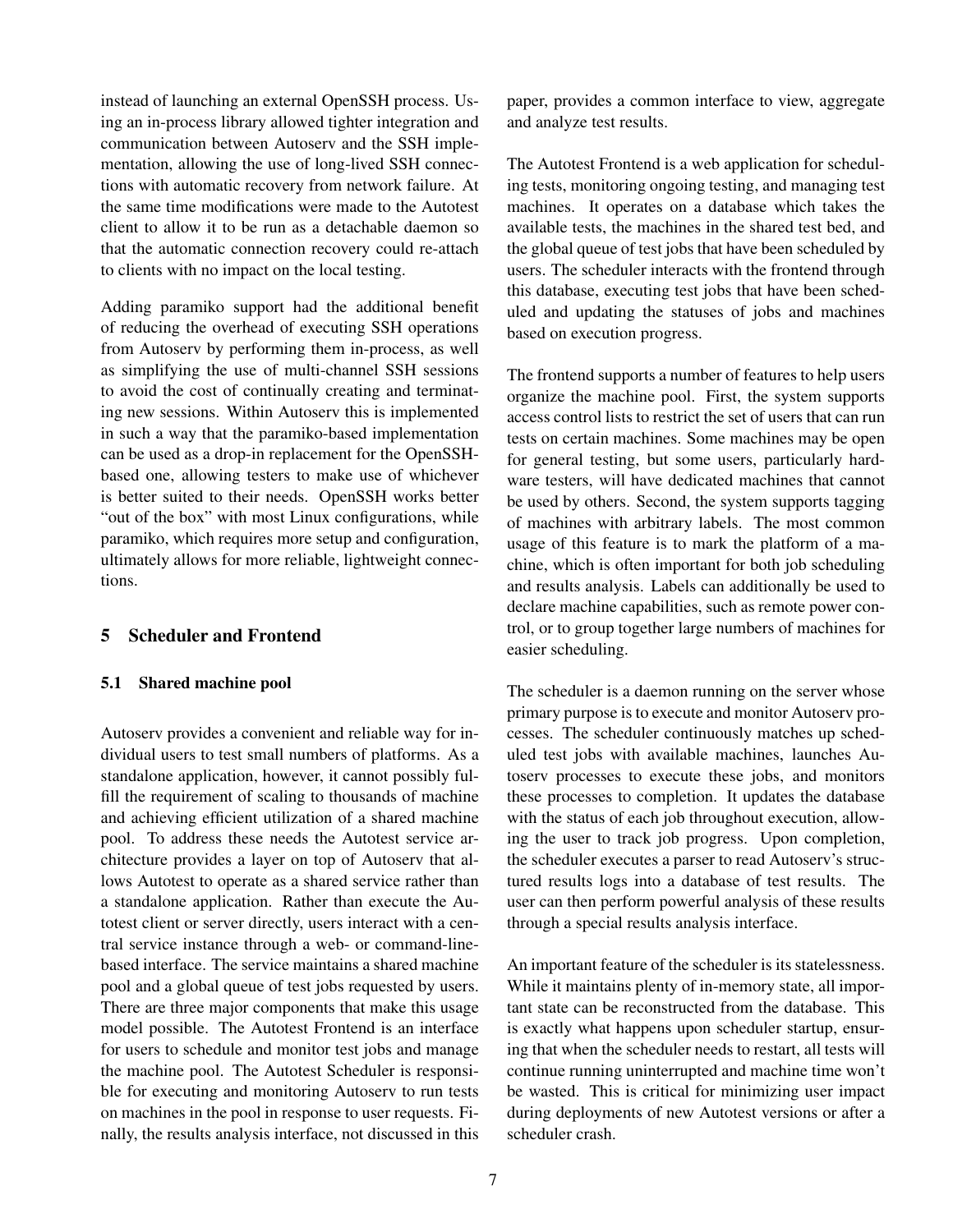instead of launching an external OpenSSH process. Using an in-process library allowed tighter integration and communication between Autoserv and the SSH implementation, allowing the use of long-lived SSH connections with automatic recovery from network failure. At the same time modifications were made to the Autotest client to allow it to be run as a detachable daemon so that the automatic connection recovery could re-attach to clients with no impact on the local testing.

Adding paramiko support had the additional benefit of reducing the overhead of executing SSH operations from Autoserv by performing them in-process, as well as simplifying the use of multi-channel SSH sessions to avoid the cost of continually creating and terminating new sessions. Within Autoserv this is implemented in such a way that the paramiko-based implementation can be used as a drop-in replacement for the OpenSSH-based one, allowing testers to make use of whichever is better suited to their needs. OpenSSH works better "out of the box" with most Linux configurations, while paramiko, which requires more setup and configuration, ultimately allows for more reliable, lightweight connections.

## 5 Scheduler and Frontend

### 5.1 Shared machine pool

Autoserv provides a convenient and reliable way for individual users to test small numbers of platforms. As a standalone application, however, it cannot possibly fulfill the requirement of scaling to thousands of machine and achieving efficient utilization of a shared machine pool. To address these needs the Autotest service architecture provides a layer on top of Autoserv that allows Autotest to operate as a shared service rather than a standalone application. Rather than execute the Autotest client or server directly, users interact with a central service instance through a web- or command-line-based interface. The service maintains a shared machine pool and a global queue of test jobs requested by users. There are three major components that make this usage model possible. The Autotest Frontend is an interface for users to schedule and monitor test jobs and manage the machine pool. The Autotest Scheduler is responsible for executing and monitoring Autoserv to run tests on machines in the pool in response to user requests. Finally, the results analysis interface, not discussed in this paper, provides a common interface to view, aggregate and analyze test results.

The Autotest Frontend is a web application for scheduling tests, monitoring ongoing testing, and managing test machines. It operates on a database which takes the available tests, the machines in the shared test bed, and the global queue of test jobs that have been scheduled by users. The scheduler interacts with the frontend through this database, executing test jobs that have been scheduled and updating the statuses of jobs and machines based on execution progress.

The frontend supports a number of features to help users organize the machine pool. First, the system supports access control lists to restrict the set of users that can run tests on certain machines. Some machines may be open for general testing, but some users, particularly hardware testers, will have dedicated machines that cannot be used by others. Second, the system supports tagging of machines with arbitrary labels. The most common usage of this feature is to mark the platform of a machine, which is often important for both job scheduling and results analysis. Labels can additionally be used to declare machine capabilities, such as remote power control, or to group together large numbers of machines for easier scheduling.

The scheduler is a daemon running on the server whose primary purpose is to execute and monitor Autoserv processes. The scheduler continuously matches up scheduled test jobs with available machines, launches Autoserv processes to execute these jobs, and monitors these processes to completion. It updates the database with the status of each job throughout execution, allowing the user to track job progress. Upon completion, the scheduler executes a parser to read Autoserv's structured results logs into a database of test results. The user can then perform powerful analysis of these results through a special results analysis interface.

An important feature of the scheduler is its statelessness. While it maintains plenty of in-memory state, all important state can be reconstructed from the database. This is exactly what happens upon scheduler startup, ensuring that when the scheduler needs to restart, all tests will continue running uninterrupted and machine time won't be wasted. This is critical for minimizing user impact during deployments of new Autotest versions or after a scheduler crash.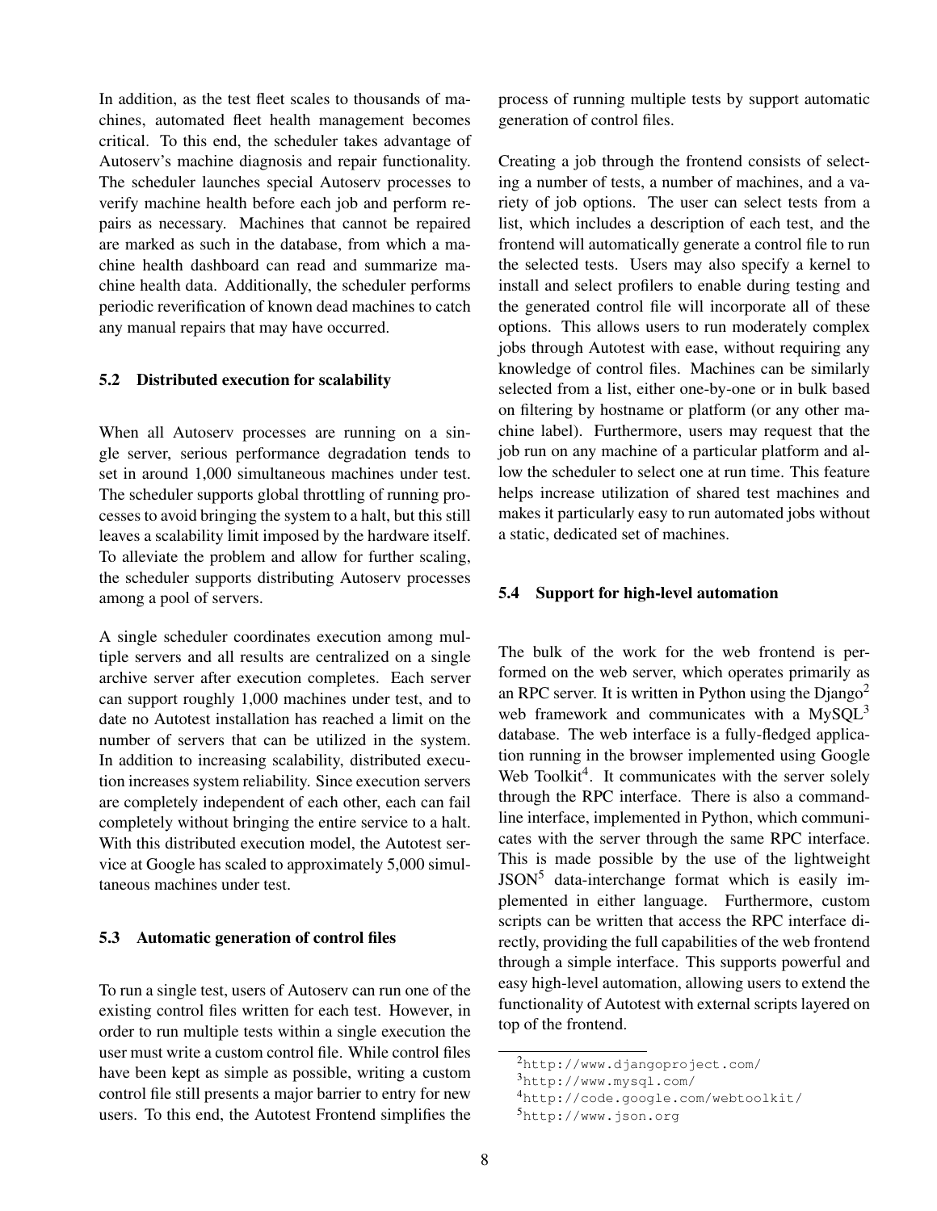In addition, as the test fleet scales to thousands of machines, automated fleet health management becomes critical. To this end, the scheduler takes advantage of Autoserv's machine diagnosis and repair functionality. The scheduler launches special Autoserv processes to verify machine health before each job and perform repairs as necessary. Machines that cannot be repaired are marked as such in the database, from which a machine health dashboard can read and summarize machine health data. Additionally, the scheduler performs periodic reverification of known dead machines to catch any manual repairs that may have occurred.

### 5.2 Distributed execution for scalability

When all Autoserv processes are running on a single server, serious performance degradation tends to set in around 1,000 simultaneous machines under test. The scheduler supports global throttling of running processes to avoid bringing the system to a halt, but this still leaves a scalability limit imposed by the hardware itself. To alleviate the problem and allow for further scaling, the scheduler supports distributing Autoserv processes among a pool of servers.

A single scheduler coordinates execution among multiple servers and all results are centralized on a single archive server after execution completes. Each server can support roughly 1,000 machines under test, and to date no Autotest installation has reached a limit on the number of servers that can be utilized in the system. In addition to increasing scalability, distributed execution increases system reliability. Since execution servers are completely independent of each other, each can fail completely without bringing the entire service to a halt. With this distributed execution model, the Autotest service at Google has scaled to approximately 5,000 simultaneous machines under test.

### 5.3 Automatic generation of control files

To run a single test, users of Autoserv can run one of the existing control files written for each test. However, in order to run multiple tests within a single execution the user must write a custom control file. While control files have been kept as simple as possible, writing a custom control file still presents a major barrier to entry for new users. To this end, the Autotest Frontend simplifies the process of running multiple tests by support automatic generation of control files.

Creating a job through the frontend consists of selecting a number of tests, a number of machines, and a variety of job options. The user can select tests from a list, which includes a description of each test, and the frontend will automatically generate a control file to run the selected tests. Users may also specify a kernel to install and select profilers to enable during testing and the generated control file will incorporate all of these options. This allows users to run moderately complex jobs through Autotest with ease, without requiring any knowledge of control files. Machines can be similarly selected from a list, either one-by-one or in bulk based on filtering by hostname or platform (or any other machine label). Furthermore, users may request that the job run on any machine of a particular platform and allow the scheduler to select one at run time. This feature helps increase utilization of shared test machines and makes it particularly easy to run automated jobs without a static, dedicated set of machines.

### 5.4 Support for high-level automation

The bulk of the work for the web frontend is performed on the web server, which operates primarily as an RPC server. It is written in Python using the Django[2] web framework and communicates with a MySQL[3] database. The web interface is a fully-fledged application running in the browser implemented using Google Web Toolkit[4]. It communicates with the server solely through the RPC interface. There is also a command-line interface, implemented in Python, which communicates with the server through the same RPC interface. This is made possible by the use of the lightweight JSON[5] data-interchange format which is easily implemented in either language. Furthermore, custom scripts can be written that access the RPC interface directly, providing the full capabilities of the web frontend through a simple interface. This supports powerful and easy high-level automation, allowing users to extend the functionality of Autotest with external scripts layered on top of the frontend.

---

[2] http://www.djangoproject.com/

[3] http://www.mysql.com/

[4] http://code.google.com/webtoolkit/

[5] http://www.json.org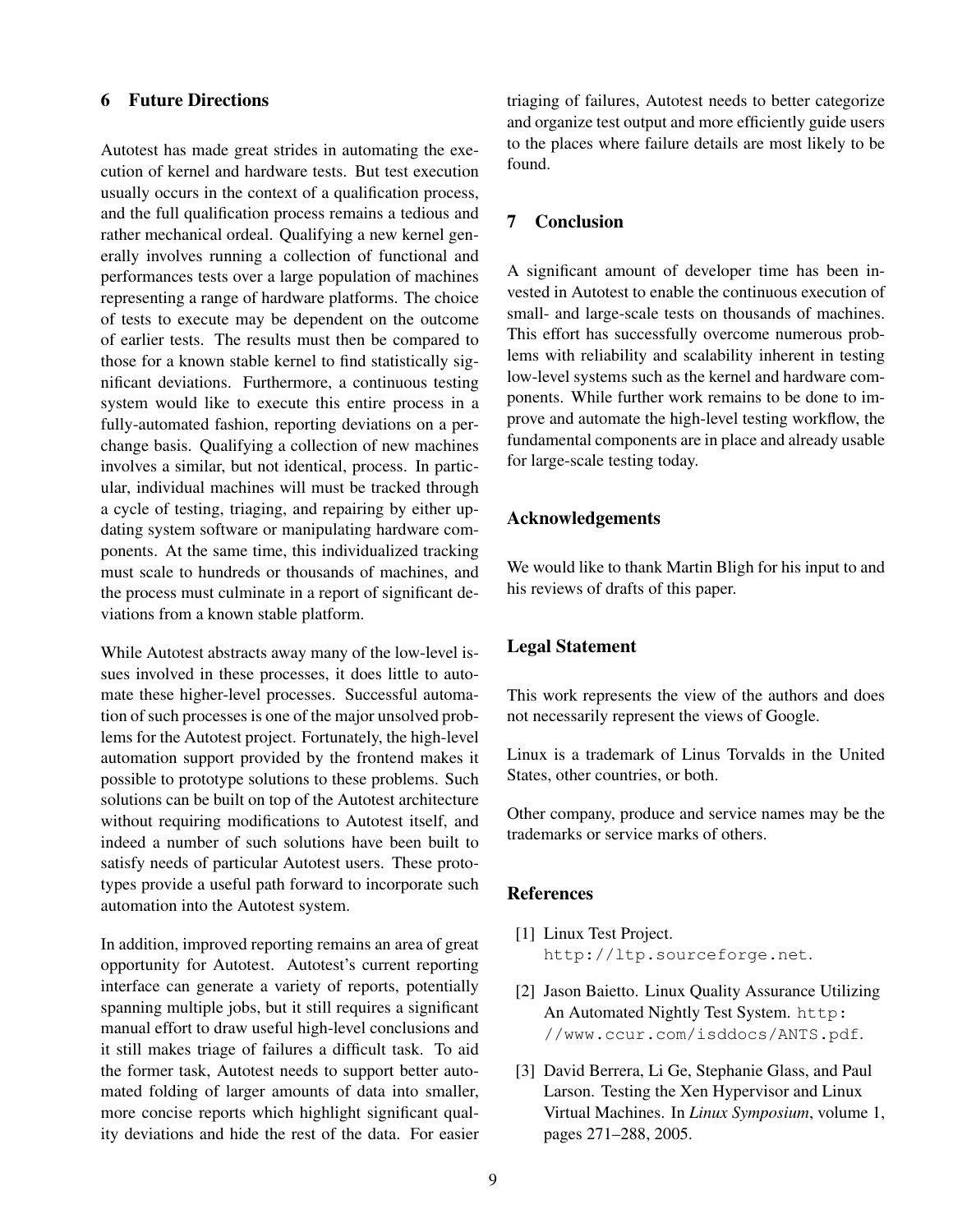## 6 Future Directions

Autotest has made great strides in automating the execution of kernel and hardware tests. But test execution usually occurs in the context of a qualification process, and the full qualification process remains a tedious and rather mechanical ordeal. Qualifying a new kernel generally involves running a collection of functional and performances tests over a large population of machines representing a range of hardware platforms. The choice of tests to execute may be dependent on the outcome of earlier tests. The results must then be compared to those for a known stable kernel to find statistically significant deviations. Furthermore, a continuous testing system would like to execute this entire process in a fully-automated fashion, reporting deviations on a per-change basis. Qualifying a collection of new machines involves a similar, but not identical, process. In particular, individual machines will must be tracked through a cycle of testing, triaging, and repairing by either updating system software or manipulating hardware components. At the same time, this individualized tracking must scale to hundreds or thousands of machines, and the process must culminate in a report of significant deviations from a known stable platform.

While Autotest abstracts away many of the low-level issues involved in these processes, it does little to automate these higher-level processes. Successful automation of such processes is one of the major unsolved problems for the Autotest project. Fortunately, the high-level automation support provided by the frontend makes it possible to prototype solutions to these problems. Such solutions can be built on top of the Autotest architecture without requiring modifications to Autotest itself, and indeed a number of such solutions have been built to satisfy needs of particular Autotest users. These prototypes provide a useful path forward to incorporate such automation into the Autotest system.

In addition, improved reporting remains an area of great opportunity for Autotest. Autotest's current reporting interface can generate a variety of reports, potentially spanning multiple jobs, but it still requires a significant manual effort to draw useful high-level conclusions and it still makes triage of failures a difficult task. To aid the former task, Autotest needs to support better automated folding of larger amounts of data into smaller, more concise reports which highlight significant quality deviations and hide the rest of the data. For easier triaging of failures, Autotest needs to better categorize and organize test output and more efficiently guide users to the places where failure details are most likely to be found.

## 7 Conclusion

A significant amount of developer time has been invested in Autotest to enable the continuous execution of small- and large-scale tests on thousands of machines. This effort has successfully overcome numerous problems with reliability and scalability inherent in testing low-level systems such as the kernel and hardware components. While further work remains to be done to improve and automate the high-level testing workflow, the fundamental components are in place and already usable for large-scale testing today.

## Acknowledgements

We would like to thank Martin Bligh for his input to and his reviews of drafts of this paper.

## Legal Statement

This work represents the view of the authors and does not necessarily represent the views of Google.

Linux is a trademark of Linus Torvalds in the United States, other countries, or both.

Other company, produce and service names may be the trademarks or service marks of others.

## References

[1] Linux Test Project. `http://ltp.sourceforge.net`.

[2] Jason Baietto. Linux Quality Assurance Utilizing An Automated Nightly Test System. `http://www.ccur.com/isddocs/ANTS.pdf`.

[3] David Berrera, Li Ge, Stephanie Glass, and Paul Larson. Testing the Xen Hypervisor and Linux Virtual Machines. In *Linux Symposium*, volume 1, pages 271–288, 2005.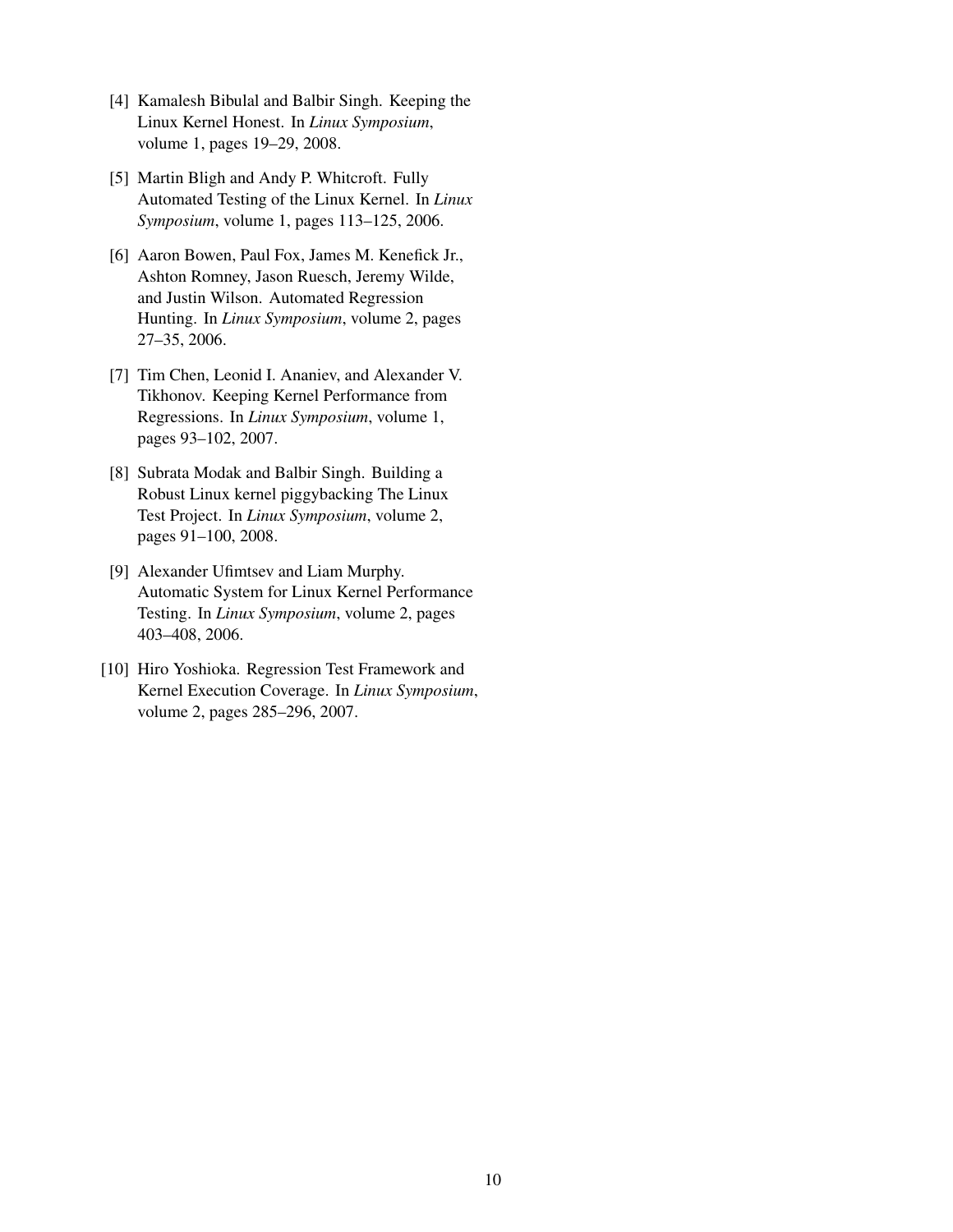[4] Kamalesh Bibulal and Balbir Singh. Keeping the Linux Kernel Honest. In *Linux Symposium*, volume 1, pages 19–29, 2008.

[5] Martin Bligh and Andy P. Whitcroft. Fully Automated Testing of the Linux Kernel. In *Linux Symposium*, volume 1, pages 113–125, 2006.

[6] Aaron Bowen, Paul Fox, James M. Kenefick Jr., Ashton Romney, Jason Ruesch, Jeremy Wilde, and Justin Wilson. Automated Regression Hunting. In *Linux Symposium*, volume 2, pages 27–35, 2006.

[7] Tim Chen, Leonid I. Ananiev, and Alexander V. Tikhonov. Keeping Kernel Performance from Regressions. In *Linux Symposium*, volume 1, pages 93–102, 2007.

[8] Subrata Modak and Balbir Singh. Building a Robust Linux kernel piggybacking The Linux Test Project. In *Linux Symposium*, volume 2, pages 91–100, 2008.

[9] Alexander Ufimtsev and Liam Murphy. Automatic System for Linux Kernel Performance Testing. In *Linux Symposium*, volume 2, pages 403–408, 2006.

[10] Hiro Yoshioka. Regression Test Framework and Kernel Execution Coverage. In *Linux Symposium*, volume 2, pages 285–296, 2007.